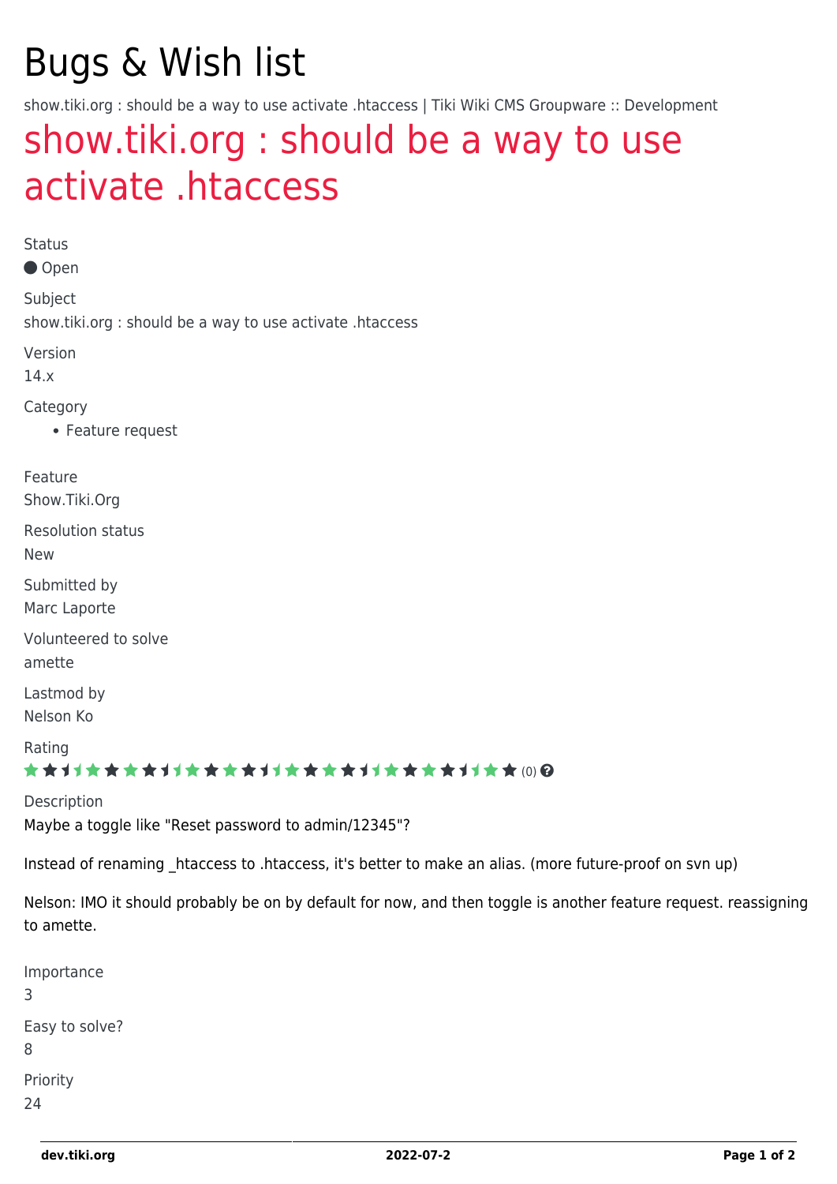# Bugs & Wish list

show.tiki.org : should be a way to use activate .htaccess | Tiki Wiki CMS Groupware :: Development

## show.tiki.org : should be a way to use activate .htaccess

Status

Open

Subject

show.tiki.org : should be a way to use activate .htaccess

Version

14.x

Category

- Feature request

Feature

Show.Tiki.Org

Resolution status

New

Submitted by

Marc Laporte

Volunteered to solve

amette

Lastmod by

Nelson Ko

Rating

(0)

Description

Maybe a toggle like "Reset password to admin/12345"?

Instead of renaming _htaccess to .htaccess, it's better to make an alias. (more future-proof on svn up)

Nelson: IMO it should probably be on by default for now, and then toggle is another feature request. reassigning to amette.

Importance

3

Easy to solve?

8

Priority

24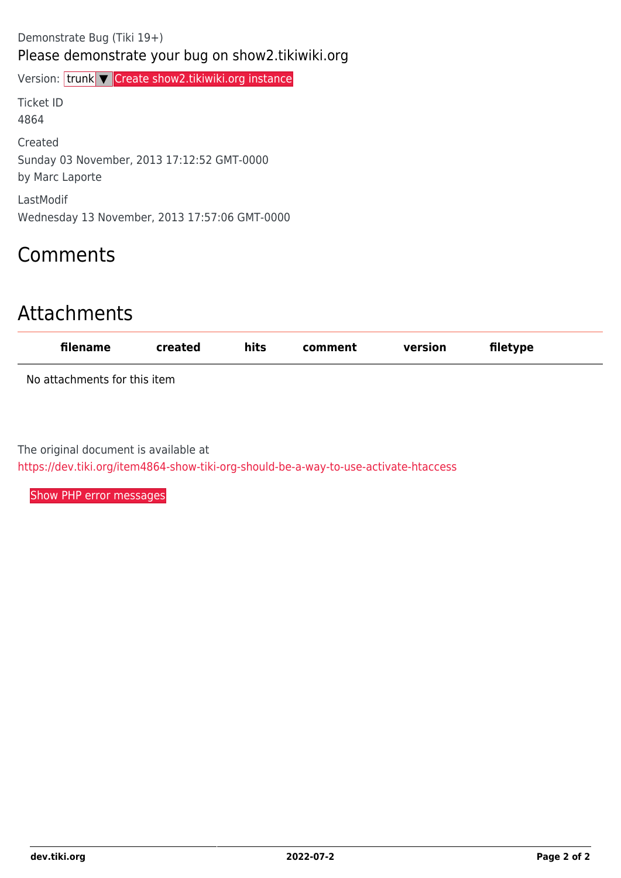Demonstrate Bug (Tiki 19+)

Please demonstrate your bug on show2.tikiwiki.org

Version: trunk ▼ Create show2.tikiwiki.org instance

Ticket ID

4864

Created

Sunday 03 November, 2013 17:12:52 GMT-0000

by Marc Laporte

LastModif

Wednesday 13 November, 2013 17:57:06 GMT-0000

## Comments

## Attachments

| filename | created | hits | comment | version | filetype |
|---|---|---|---|---|---|
| No attachments for this item | | | | | |

The original document is available at

https://dev.tiki.org/item4864-show-tiki-org-should-be-a-way-to-use-activate-htaccess

Show PHP error messages